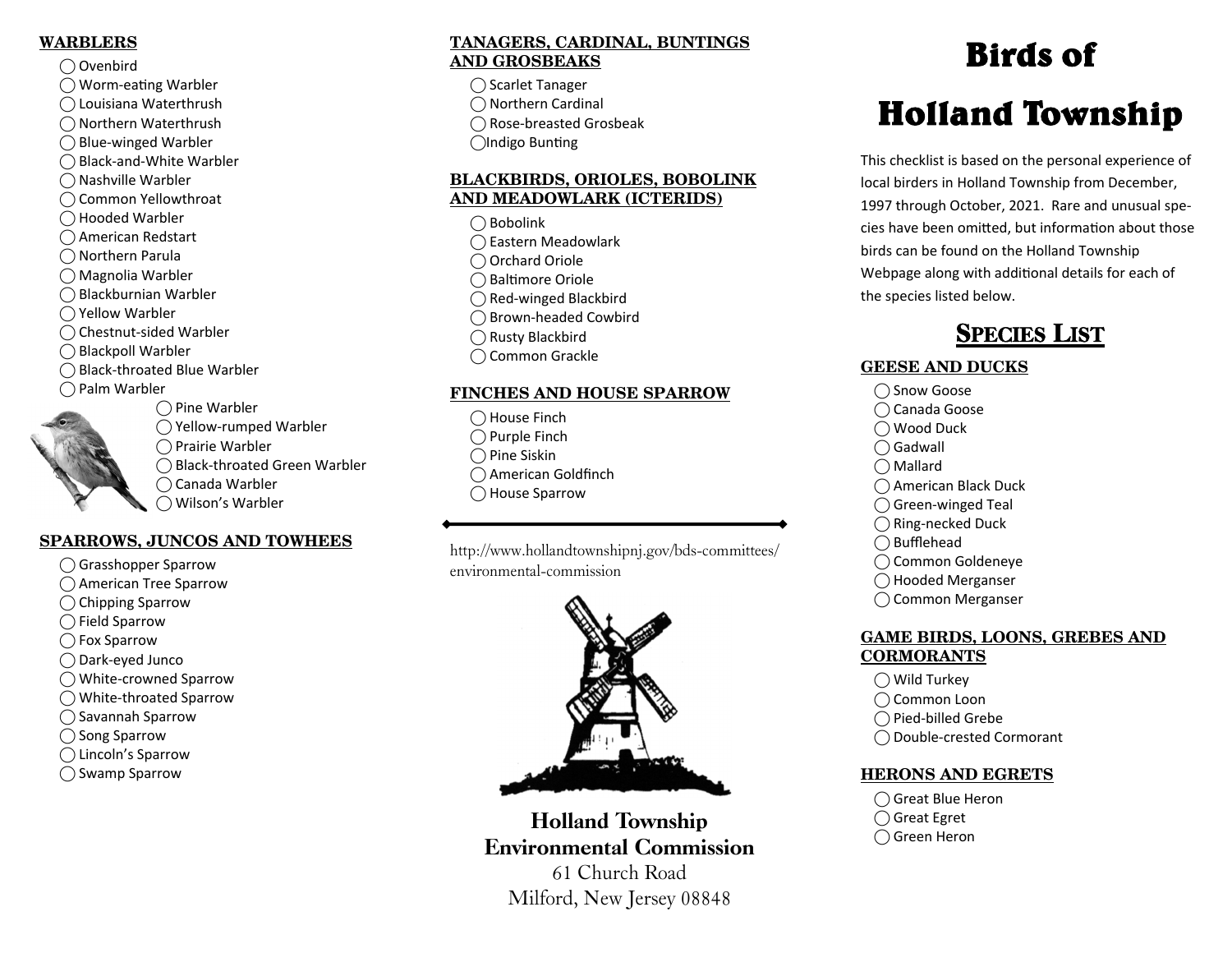# Birds of Holland Township

This checklist is based on the personal experience of local birders in Holland Township from December, 1997 through October, 2021. Rare and unusual species have been omitted, but information about those birds can be found on the Holland Township Webpage along with additional details for each of the species listed below.

## Species List

### GEESE AND DUCKS

- ◯ Snow Goose
- ◯ Canada Goose
- ◯ Wood Duck
- ◯ Gadwall
- ◯ Mallard
- ◯ American Black Duck
- ◯ Green-winged Teal
- ◯ Ring-necked Duck
- ◯ Bufflehead
- ◯ Common Goldeneye
- ◯ Hooded Merganser
- ◯ Common Merganser

### GAME BIRDS, LOONS, GREBES AND CORMORANTS

- ◯ Wild Turkey
- ◯ Common Loon
- ◯ Pied-billed Grebe
- ◯ Double-crested Cormorant

### HERONS AND EGRETS

- ◯ Great Blue Heron
- ◯ Great Egret
- ◯ Green Heron

### WARBLERS

- ◯ Ovenbird
- ◯ Worm-eating Warbler
- ◯ Louisiana Waterthrush
- ◯ Northern Waterthrush
- ◯ Blue-winged Warbler
- ◯ Black-and-White Warbler
- ◯ Nashville Warbler
- ◯ Common Yellowthroat
- ◯ Hooded Warbler
- ◯ American Redstart
- ◯ Northern Parula
- ◯ Magnolia Warbler
- ◯ Blackburnian Warbler
- ◯ Yellow Warbler
- ◯ Chestnut-sided Warbler
- ◯ Blackpoll Warbler
- ◯ Black-throated Blue Warbler
- ◯ Palm Warbler
- ◯ Pine Warbler
- ◯ Yellow-rumped Warbler
- ◯ Prairie Warbler
- ◯ Black-throated Green Warbler
- ◯ Canada Warbler
- ◯ Wilson's Warbler

### SPARROWS, JUNCOS AND TOWHEES

- ◯ Grasshopper Sparrow
- ◯ American Tree Sparrow
- ◯ Chipping Sparrow
- ◯ Field Sparrow
- ◯ Fox Sparrow
- ◯ Dark-eyed Junco
- ◯ White-crowned Sparrow
- ◯ White-throated Sparrow
- ◯ Savannah Sparrow
- ◯ Song Sparrow
- ◯ Lincoln's Sparrow
- ◯ Swamp Sparrow

### TANAGERS, CARDINAL, BUNTINGS AND GROSBEAKS

- ◯ Scarlet Tanager
- ◯ Northern Cardinal
- ◯ Rose-breasted Grosbeak
- ◯ Indigo Bunting

### BLACKBIRDS, ORIOLES, BOBOLINK AND MEADOWLARK (ICTERIDS)

- ◯ Bobolink
- ◯ Eastern Meadowlark
- ◯ Orchard Oriole
- ◯ Baltimore Oriole
- ◯ Red-winged Blackbird
- ◯ Brown-headed Cowbird
- ◯ Rusty Blackbird
- ◯ Common Grackle

### FINCHES AND HOUSE SPARROW

- ◯ House Finch
- ◯ Purple Finch
- ◯ Pine Siskin
- ◯ American Goldfinch
- ◯ House Sparrow

---

http://www.hollandtownshipnj.gov/bds-committees/environmental-commission

**Holland Township Environmental Commission**
61 Church Road
Milford, New Jersey 08848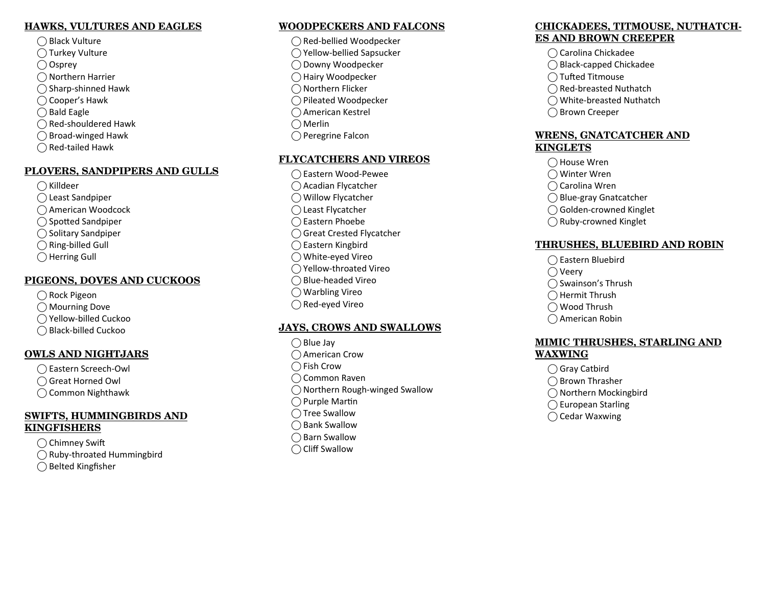## HAWKS, VULTURES AND EAGLES

- ◯ Black Vulture
- ◯ Turkey Vulture
- ◯ Osprey
- ◯ Northern Harrier
- ◯ Sharp-shinned Hawk
- ◯ Cooper's Hawk
- ◯ Bald Eagle
- ◯ Red-shouldered Hawk
- ◯ Broad-winged Hawk
- ◯ Red-tailed Hawk

## PLOVERS, SANDPIPERS AND GULLS

- ◯ Killdeer
- ◯ Least Sandpiper
- ◯ American Woodcock
- ◯ Spotted Sandpiper
- ◯ Solitary Sandpiper
- ◯ Ring-billed Gull
- ◯ Herring Gull

## PIGEONS, DOVES AND CUCKOOS

- ◯ Rock Pigeon
- ◯ Mourning Dove
- ◯ Yellow-billed Cuckoo
- ◯ Black-billed Cuckoo

## OWLS AND NIGHTJARS

- ◯ Eastern Screech-Owl
- ◯ Great Horned Owl
- ◯ Common Nighthawk

## SWIFTS, HUMMINGBIRDS AND KINGFISHERS

- ◯ Chimney Swift
- ◯ Ruby-throated Hummingbird
- ◯ Belted Kingfisher

## WOODPECKERS AND FALCONS

- ◯ Red-bellied Woodpecker
- ◯ Yellow-bellied Sapsucker
- ◯ Downy Woodpecker
- ◯ Hairy Woodpecker
- ◯ Northern Flicker
- ◯ Pileated Woodpecker
- ◯ American Kestrel
- ◯ Merlin
- ◯ Peregrine Falcon

## FLYCATCHERS AND VIREOS

- ◯ Eastern Wood-Pewee
- ◯ Acadian Flycatcher
- ◯ Willow Flycatcher
- ◯ Least Flycatcher
- ◯ Eastern Phoebe
- ◯ Great Crested Flycatcher
- ◯ Eastern Kingbird
- ◯ White-eyed Vireo
- ◯ Yellow-throated Vireo
- ◯ Blue-headed Vireo
- ◯ Warbling Vireo
- ◯ Red-eyed Vireo

## JAYS, CROWS AND SWALLOWS

- ◯ Blue Jay
- ◯ American Crow
- ◯ Fish Crow
- ◯ Common Raven
- ◯ Northern Rough-winged Swallow
- ◯ Purple Martin
- ◯ Tree Swallow
- ◯ Bank Swallow
- ◯ Barn Swallow
- ◯ Cliff Swallow

## CHICKADEES, TITMOUSE, NUTHATCHES AND BROWN CREEPER

- ◯ Carolina Chickadee
- ◯ Black-capped Chickadee
- ◯ Tufted Titmouse
- ◯ Red-breasted Nuthatch
- ◯ White-breasted Nuthatch
- ◯ Brown Creeper

## WRENS, GNATCATCHER AND KINGLETS

- ◯ House Wren
- ◯ Winter Wren
- ◯ Carolina Wren
- ◯ Blue-gray Gnatcatcher
- ◯ Golden-crowned Kinglet
- ◯ Ruby-crowned Kinglet

## THRUSHES, BLUEBIRD AND ROBIN

- ◯ Eastern Bluebird
- ◯ Veery
- ◯ Swainson's Thrush
- ◯ Hermit Thrush
- ◯ Wood Thrush
- ◯ American Robin

## MIMIC THRUSHES, STARLING AND WAXWING

- ◯ Gray Catbird
- ◯ Brown Thrasher
- ◯ Northern Mockingbird
- ◯ European Starling
- ◯ Cedar Waxwing